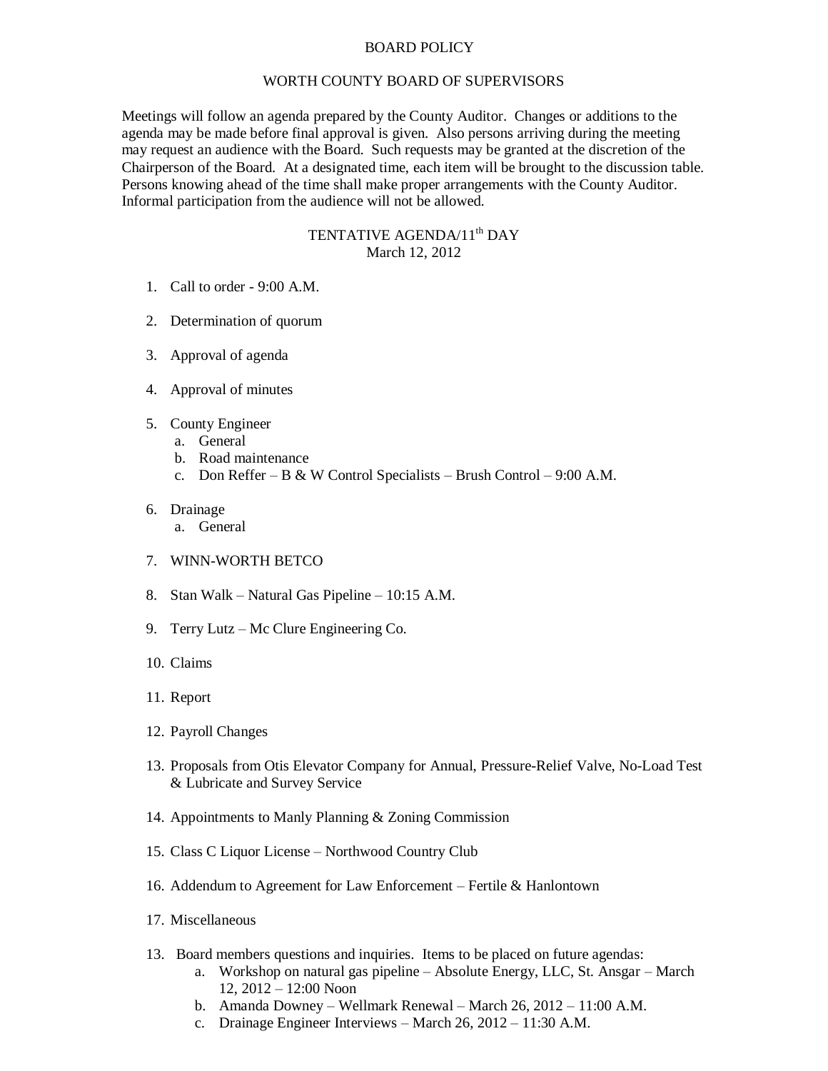# BOARD POLICY

## WORTH COUNTY BOARD OF SUPERVISORS

Meetings will follow an agenda prepared by the County Auditor. Changes or additions to the agenda may be made before final approval is given. Also persons arriving during the meeting may request an audience with the Board. Such requests may be granted at the discretion of the Chairperson of the Board. At a designated time, each item will be brought to the discussion table. Persons knowing ahead of the time shall make proper arrangements with the County Auditor. Informal participation from the audience will not be allowed.

## TENTATIVE AGENDA/11th DAY
March 12, 2012

1. Call to order - 9:00 A.M.

2. Determination of quorum

3. Approval of agenda

4. Approval of minutes

5. County Engineer
   a. General
   b. Road maintenance
   c. Don Reffer – B & W Control Specialists – Brush Control – 9:00 A.M.

6. Drainage
   a. General

7. WINN-WORTH BETCO

8. Stan Walk – Natural Gas Pipeline – 10:15 A.M.

9. Terry Lutz – Mc Clure Engineering Co.

10. Claims

11. Report

12. Payroll Changes

13. Proposals from Otis Elevator Company for Annual, Pressure-Relief Valve, No-Load Test & Lubricate and Survey Service

14. Appointments to Manly Planning & Zoning Commission

15. Class C Liquor License – Northwood Country Club

16. Addendum to Agreement for Law Enforcement – Fertile & Hanlontown

17. Miscellaneous

13. Board members questions and inquiries. Items to be placed on future agendas:
    a. Workshop on natural gas pipeline – Absolute Energy, LLC, St. Ansgar – March 12, 2012 – 12:00 Noon
    b. Amanda Downey – Wellmark Renewal – March 26, 2012 – 11:00 A.M.
    c. Drainage Engineer Interviews – March 26, 2012 – 11:30 A.M.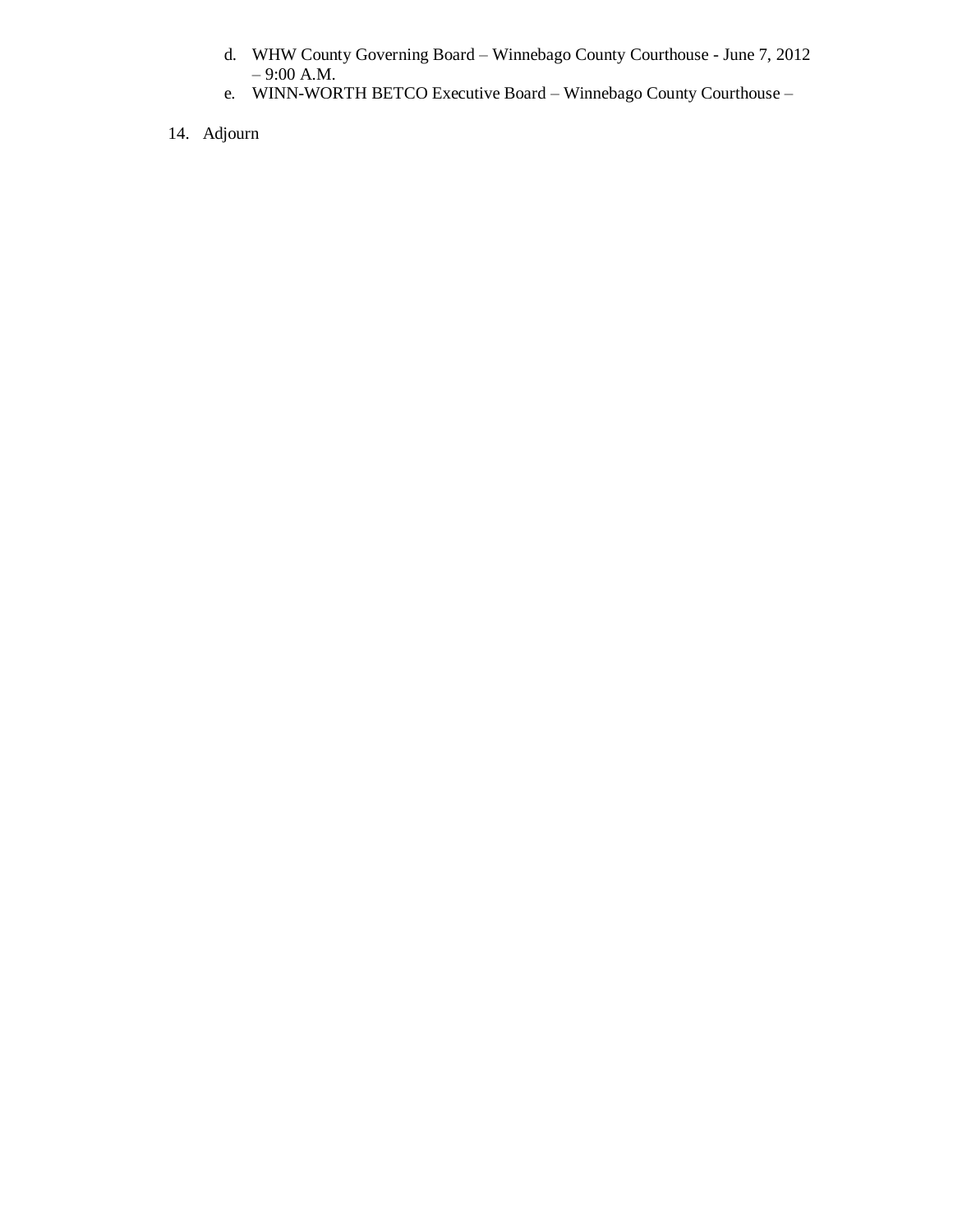d. WHW County Governing Board – Winnebago County Courthouse - June 7, 2012 – 9:00 A.M.
   e. WINN-WORTH BETCO Executive Board – Winnebago County Courthouse –

14. Adjourn